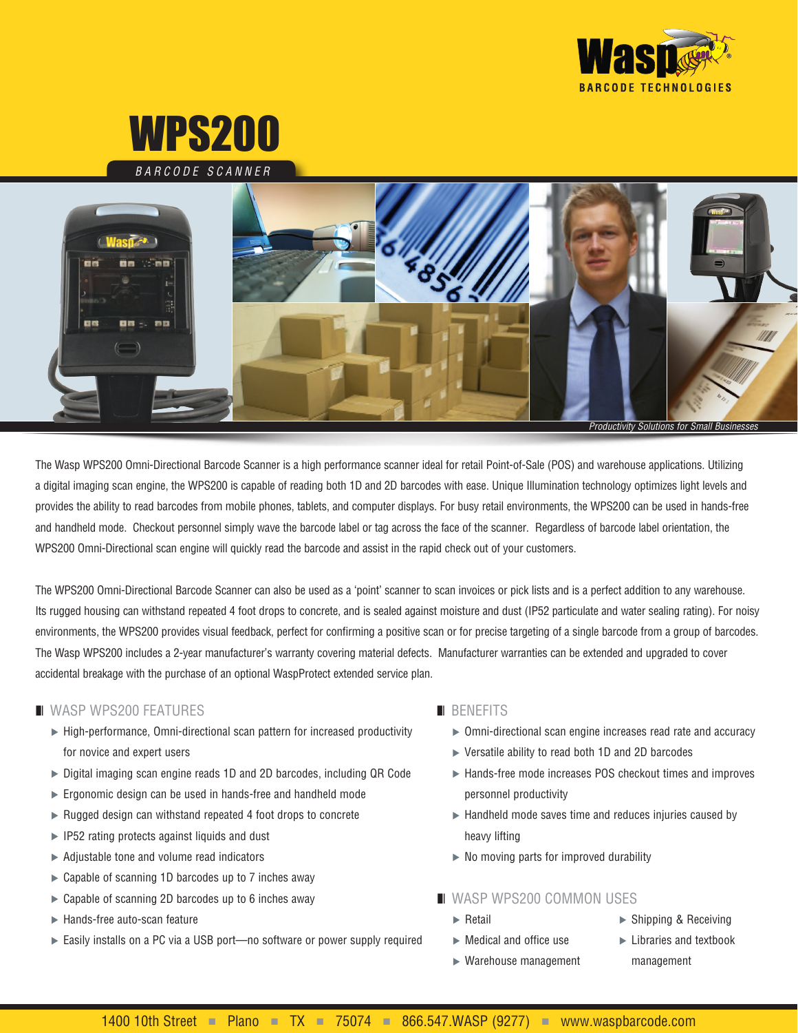# WPS200

BARCODE SCANNER

*Productivity Solutions for Small Businesses*

The Wasp WPS200 Omni-Directional Barcode Scanner is a high performance scanner ideal for retail Point-of-Sale (POS) and warehouse applications. Utilizing a digital imaging scan engine, the WPS200 is capable of reading both 1D and 2D barcodes with ease. Unique Illumination technology optimizes light levels and provides the ability to read barcodes from mobile phones, tablets, and computer displays. For busy retail environments, the WPS200 can be used in hands-free and handheld mode. Checkout personnel simply wave the barcode label or tag across the face of the scanner. Regardless of barcode label orientation, the WPS200 Omni-Directional scan engine will quickly read the barcode and assist in the rapid check out of your customers.

The WPS200 Omni-Directional Barcode Scanner can also be used as a 'point' scanner to scan invoices or pick lists and is a perfect addition to any warehouse. Its rugged housing can withstand repeated 4 foot drops to concrete, and is sealed against moisture and dust (IP52 particulate and water sealing rating). For noisy environments, the WPS200 provides visual feedback, perfect for confirming a positive scan or for precise targeting of a single barcode from a group of barcodes. The Wasp WPS200 includes a 2-year manufacturer's warranty covering material defects. Manufacturer warranties can be extended and upgraded to cover accidental breakage with the purchase of an optional WaspProtect extended service plan.

## WASP WPS200 FEATURES

- High-performance, Omni-directional scan pattern for increased productivity for novice and expert users
- Digital imaging scan engine reads 1D and 2D barcodes, including QR Code
- Ergonomic design can be used in hands-free and handheld mode
- Rugged design can withstand repeated 4 foot drops to concrete
- IP52 rating protects against liquids and dust
- Adjustable tone and volume read indicators
- Capable of scanning 1D barcodes up to 7 inches away
- Capable of scanning 2D barcodes up to 6 inches away
- Hands-free auto-scan feature
- Easily installs on a PC via a USB port—no software or power supply required

## BENEFITS

- Omni-directional scan engine increases read rate and accuracy
- Versatile ability to read both 1D and 2D barcodes
- Hands-free mode increases POS checkout times and improves personnel productivity
- Handheld mode saves time and reduces injuries caused by heavy lifting
- No moving parts for improved durability

## WASP WPS200 COMMON USES

- Retail
- Medical and office use
- Warehouse management
- Shipping & Receiving
- Libraries and textbook management

1400 10th Street ■ Plano ■ TX ■ 75074 ■ 866.547.WASP (9277) ■ www.waspbarcode.com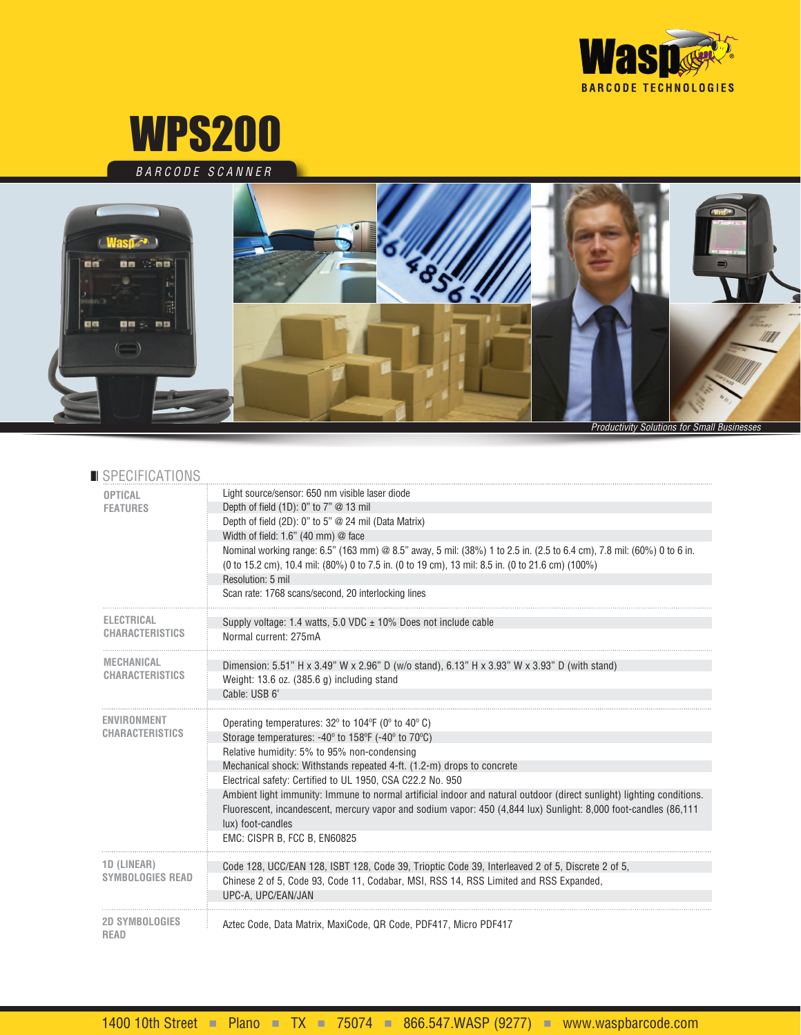Wasp BARCODE TECHNOLOGIES

# WPS200

BARCODE SCANNER

*Productivity Solutions for Small Businesses*

## SPECIFICATIONS

| | |
|---|---|
| **OPTICAL FEATURES** | Light source/sensor: 650 nm visible laser diode<br>Depth of field (1D): 0" to 7" @ 13 mil<br>Depth of field (2D): 0" to 5" @ 24 mil (Data Matrix)<br>Width of field: 1.6" (40 mm) @ face<br>Nominal working range: 6.5" (163 mm) @ 8.5" away, 5 mil: (38%) 1 to 2.5 in. (2.5 to 6.4 cm), 7.8 mil: (60%) 0 to 6 in. (0 to 15.2 cm), 10.4 mil: (80%) 0 to 7.5 in. (0 to 19 cm), 13 mil: 8.5 in. (0 to 21.6 cm) (100%)<br>Resolution: 5 mil<br>Scan rate: 1768 scans/second, 20 interlocking lines |
| **ELECTRICAL CHARACTERISTICS** | Supply voltage: 1.4 watts, 5.0 VDC ± 10% Does not include cable<br>Normal current: 275mA |
| **MECHANICAL CHARACTERISTICS** | Dimension: 5.51" H x 3.49" W x 2.96" D (w/o stand), 6.13" H x 3.93" W x 3.93" D (with stand)<br>Weight: 13.6 oz. (385.6 g) including stand<br>Cable: USB 6' |
| **ENVIRONMENT CHARACTERISTICS** | Operating temperatures: 32º to 104ºF (0º to 40º C)<br>Storage temperatures: -40º to 158ºF (-40º to 70ºC)<br>Relative humidity: 5% to 95% non-condensing<br>Mechanical shock: Withstands repeated 4-ft. (1.2-m) drops to concrete<br>Electrical safety: Certified to UL 1950, CSA C22.2 No. 950<br>Ambient light immunity: Immune to normal artificial indoor and natural outdoor (direct sunlight) lighting conditions. Fluorescent, incandescent, mercury vapor and sodium vapor: 450 (4,844 lux) Sunlight: 8,000 foot-candles (86,111 lux) foot-candles<br>EMC: CISPR B, FCC B, EN60825 |
| **1D (LINEAR) SYMBOLOGIES READ** | Code 128, UCC/EAN 128, ISBT 128, Code 39, Trioptic Code 39, Interleaved 2 of 5, Discrete 2 of 5, Chinese 2 of 5, Code 93, Code 11, Codabar, MSI, RSS 14, RSS Limited and RSS Expanded, UPC-A, UPC/EAN/JAN |
| **2D SYMBOLOGIES READ** | Aztec Code, Data Matrix, MaxiCode, QR Code, PDF417, Micro PDF417 |

1400 10th Street ▪ Plano ▪ TX ▪ 75074 ▪ 866.547.WASP (9277) ▪ www.waspbarcode.com